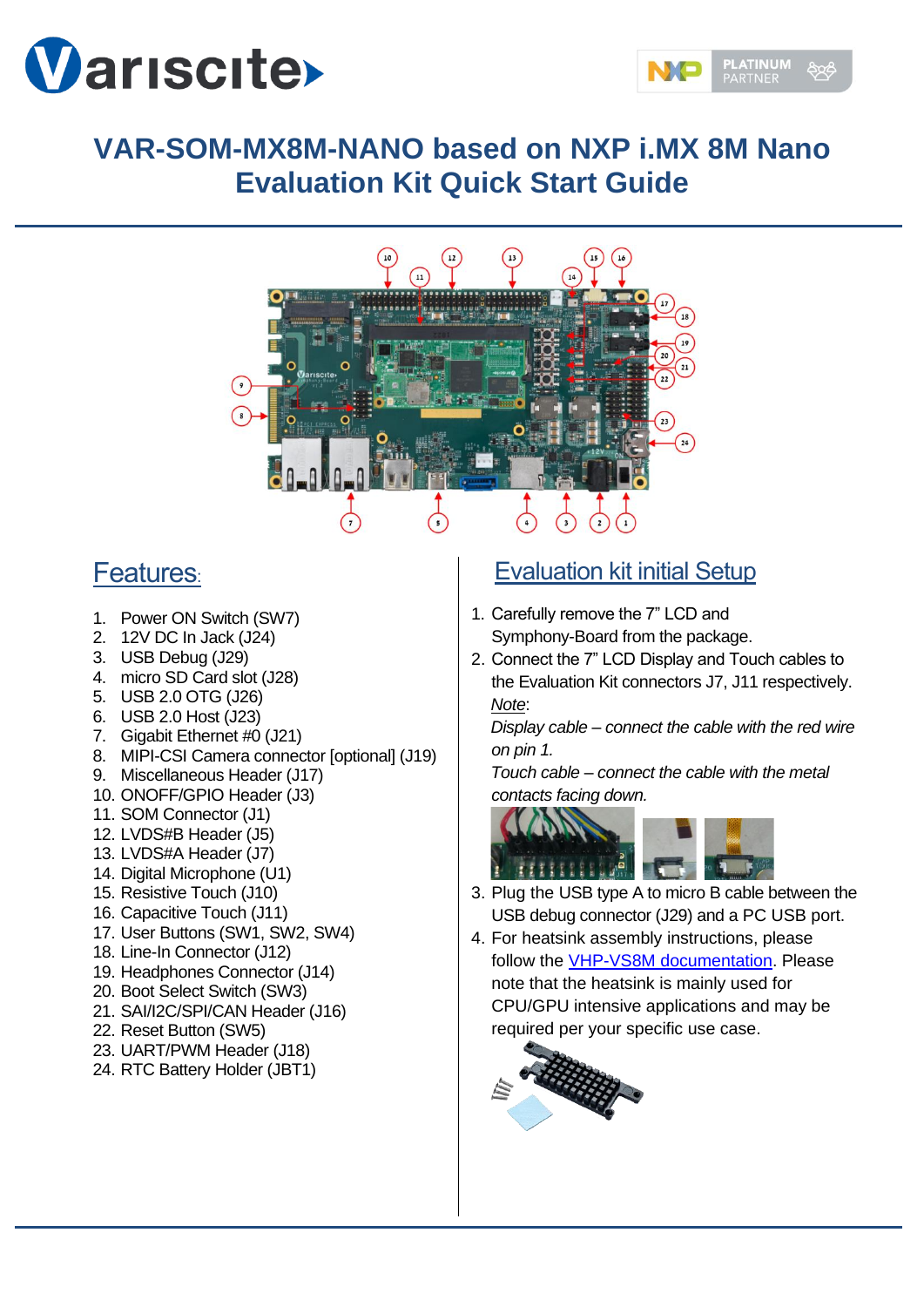# VAR-SOM-MX8M-NANO based on NXP i.MX 8M Nano Evaluation Kit Quick Start Guide

## Features:

1. Power ON Switch (SW7)
2. 12V DC In Jack (J24)
3. USB Debug (J29)
4. micro SD Card slot (J28)
5. USB 2.0 OTG (J26)
6. USB 2.0 Host (J23)
7. Gigabit Ethernet #0 (J21)
8. MIPI-CSI Camera connector [optional] (J19)
9. Miscellaneous Header (J17)
10. ONOFF/GPIO Header (J3)
11. SOM Connector (J1)
12. LVDS#B Header (J5)
13. LVDS#A Header (J7)
14. Digital Microphone (U1)
15. Resistive Touch (J10)
16. Capacitive Touch (J11)
17. User Buttons (SW1, SW2, SW4)
18. Line-In Connector (J12)
19. Headphones Connector (J14)
20. Boot Select Switch (SW3)
21. SAI/I2C/SPI/CAN Header (J16)
22. Reset Button (SW5)
23. UART/PWM Header (J18)
24. RTC Battery Holder (JBT1)

## Evaluation kit initial Setup

1. Carefully remove the 7" LCD and Symphony-Board from the package.
2. Connect the 7" LCD Display and Touch cables to the Evaluation Kit connectors J7, J11 respectively.
   Note:
   *Display cable – connect the cable with the red wire on pin 1.*
   *Touch cable – connect the cable with the metal contacts facing down.*
3. Plug the USB type A to micro B cable between the USB debug connector (J29) and a PC USB port.
4. For heatsink assembly instructions, please follow the VHP-VS8M documentation. Please note that the heatsink is mainly used for CPU/GPU intensive applications and may be required per your specific use case.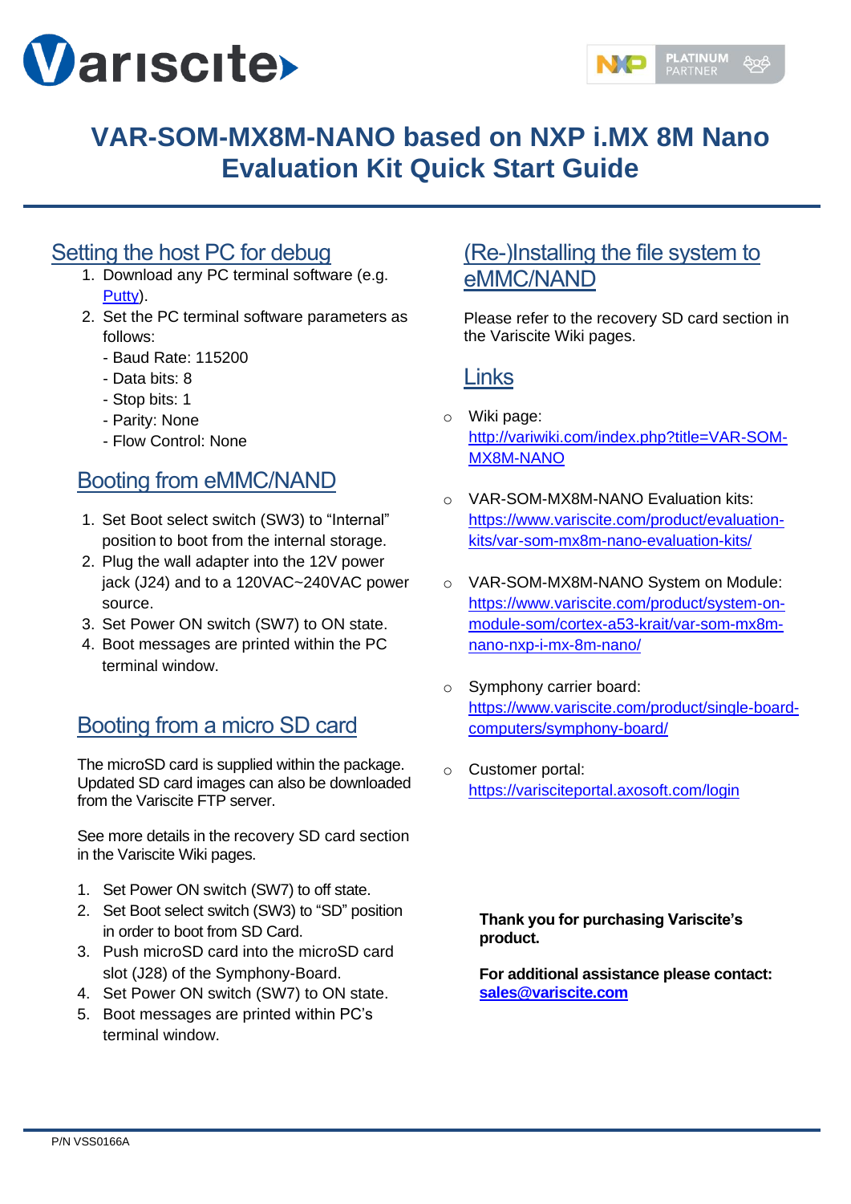# VAR-SOM-MX8M-NANO based on NXP i.MX 8M Nano Evaluation Kit Quick Start Guide

## Setting the host PC for debug

1. Download any PC terminal software (e.g. [Putty](Putty)).
2. Set the PC terminal software parameters as follows:
   - Baud Rate: 115200
   - Data bits: 8
   - Stop bits: 1
   - Parity: None
   - Flow Control: None

## Booting from eMMC/NAND

1. Set Boot select switch (SW3) to "Internal" position to boot from the internal storage.
2. Plug the wall adapter into the 12V power jack (J24) and to a 120VAC~240VAC power source.
3. Set Power ON switch (SW7) to ON state.
4. Boot messages are printed within the PC terminal window.

## Booting from a micro SD card

The microSD card is supplied within the package. Updated SD card images can also be downloaded from the Variscite FTP server.

See more details in the recovery SD card section in the Variscite Wiki pages.

1. Set Power ON switch (SW7) to off state.
2. Set Boot select switch (SW3) to "SD" position in order to boot from SD Card.
3. Push microSD card into the microSD card slot (J28) of the Symphony-Board.
4. Set Power ON switch (SW7) to ON state.
5. Boot messages are printed within PC's terminal window.

## (Re-)Installing the file system to eMMC/NAND

Please refer to the recovery SD card section in the Variscite Wiki pages.

## Links

- Wiki page: http://variwiki.com/index.php?title=VAR-SOM-MX8M-NANO
- VAR-SOM-MX8M-NANO Evaluation kits: https://www.variscite.com/product/evaluation-kits/var-som-mx8m-nano-evaluation-kits/
- VAR-SOM-MX8M-NANO System on Module: https://www.variscite.com/product/system-on-module-som/cortex-a53-krait/var-som-mx8m-nano-nxp-i-mx-8m-nano/
- Symphony carrier board: https://www.variscite.com/product/single-board-computers/symphony-board/
- Customer portal: https://varisciteportal.axosoft.com/login

**Thank you for purchasing Variscite's product.**

**For additional assistance please contact: sales@variscite.com**

P/N VSS0166A